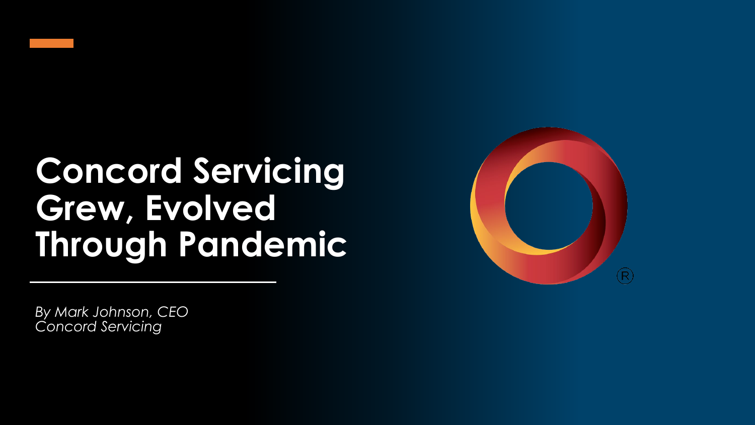# Concord Servicing Grew, Evolved Through Pandemic

*By Mark Johnson, CEO*
*Concord Servicing*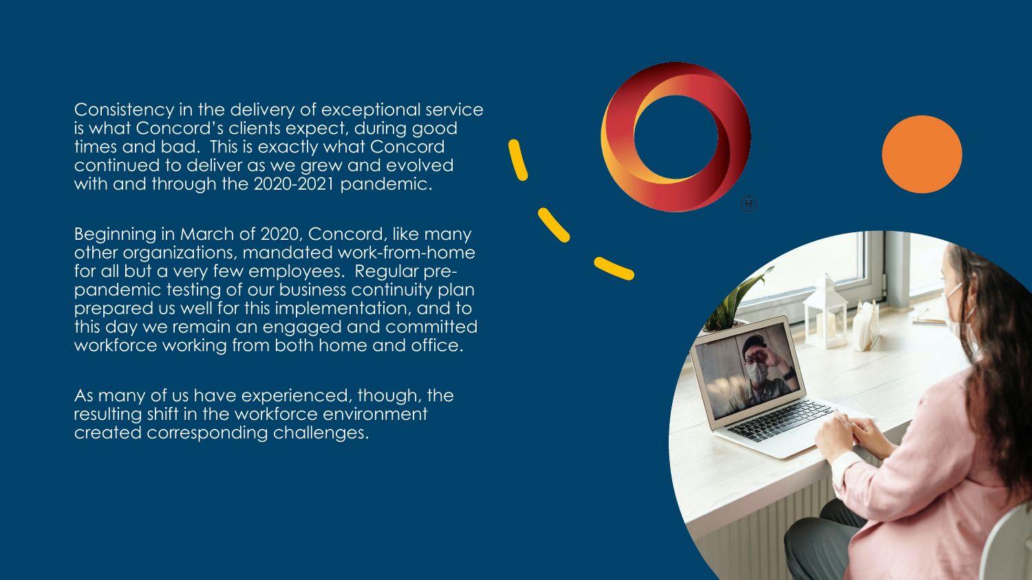Consistency in the delivery of exceptional service is what Concord's clients expect, during good times and bad. This is exactly what Concord continued to deliver as we grew and evolved with and through the 2020-2021 pandemic.

Beginning in March of 2020, Concord, like many other organizations, mandated work-from-home for all but a very few employees. Regular pre-pandemic testing of our business continuity plan prepared us well for this implementation, and to this day we remain an engaged and committed workforce working from both home and office.

As many of us have experienced, though, the resulting shift in the workforce environment created corresponding challenges.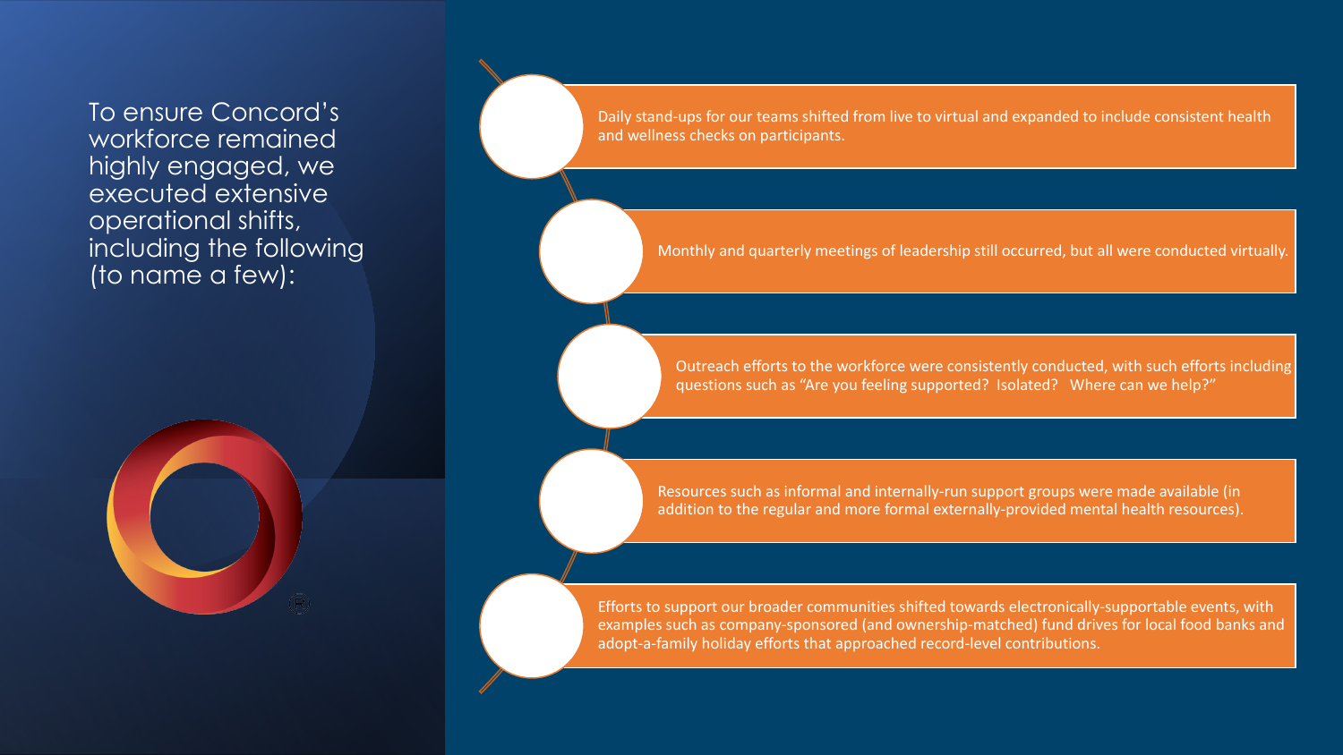To ensure Concord's workforce remained highly engaged, we executed extensive operational shifts, including the following (to name a few):

- Daily stand-ups for our teams shifted from live to virtual and expanded to include consistent health and wellness checks on participants.
- Monthly and quarterly meetings of leadership still occurred, but all were conducted virtually.
- Outreach efforts to the workforce were consistently conducted, with such efforts including questions such as "Are you feeling supported? Isolated? Where can we help?"
- Resources such as informal and internally-run support groups were made available (in addition to the regular and more formal externally-provided mental health resources).
- Efforts to support our broader communities shifted towards electronically-supportable events, with examples such as company-sponsored (and ownership-matched) fund drives for local food banks and adopt-a-family holiday efforts that approached record-level contributions.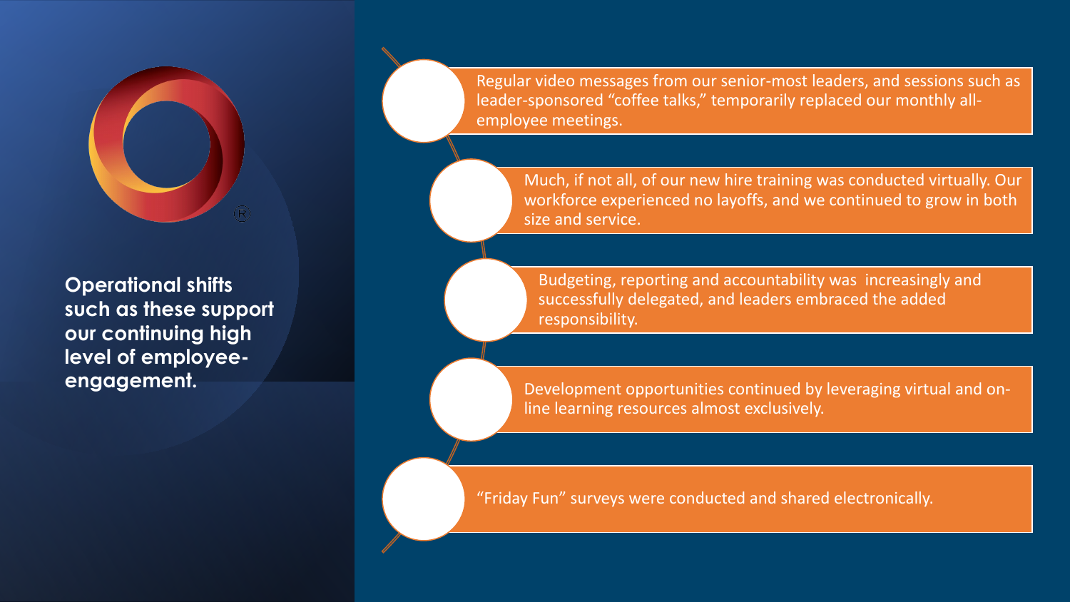**Operational shifts such as these support our continuing high level of employee-engagement.**

- Regular video messages from our senior-most leaders, and sessions such as leader-sponsored “coffee talks,” temporarily replaced our monthly all-employee meetings.
- Much, if not all, of our new hire training was conducted virtually. Our workforce experienced no layoffs, and we continued to grow in both size and service.
- Budgeting, reporting and accountability was increasingly and successfully delegated, and leaders embraced the added responsibility.
- Development opportunities continued by leveraging virtual and on-line learning resources almost exclusively.
- “Friday Fun” surveys were conducted and shared electronically.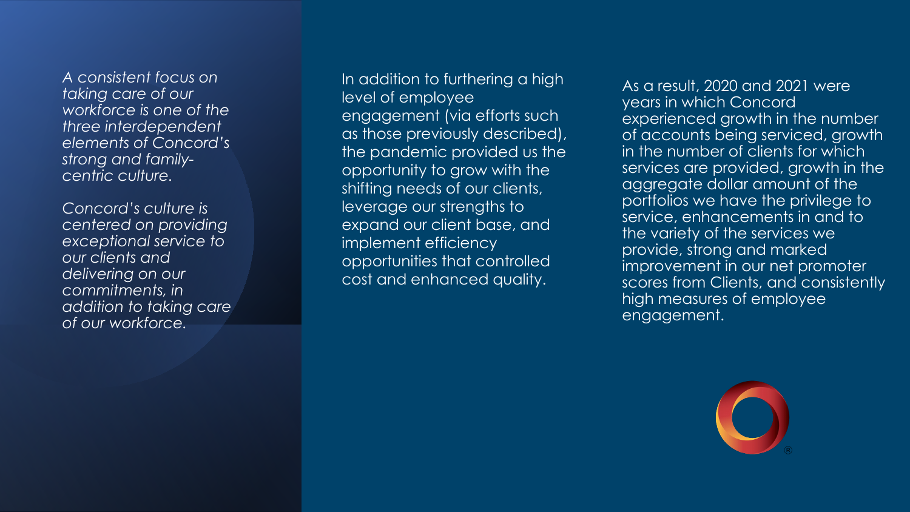*A consistent focus on taking care of our workforce is one of the three interdependent elements of Concord's strong and family-centric culture.*

*Concord's culture is centered on providing exceptional service to our clients and delivering on our commitments, in addition to taking care of our workforce.*

In addition to furthering a high level of employee engagement (via efforts such as those previously described), the pandemic provided us the opportunity to grow with the shifting needs of our clients, leverage our strengths to expand our client base, and implement efficiency opportunities that controlled cost and enhanced quality.

As a result, 2020 and 2021 were years in which Concord experienced growth in the number of accounts being serviced, growth in the number of clients for which services are provided, growth in the aggregate dollar amount of the portfolios we have the privilege to service, enhancements in and to the variety of the services we provide, strong and marked improvement in our net promoter scores from Clients, and consistently high measures of employee engagement.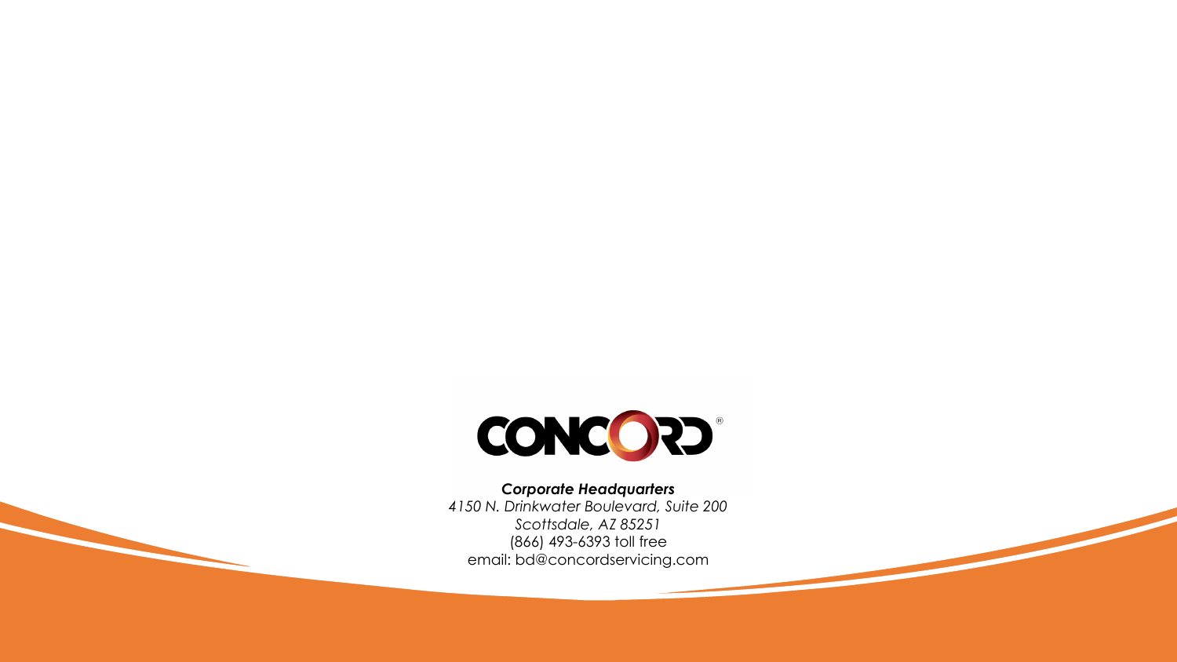CONCORD®

***Corporate Headquarters***

*4150 N. Drinkwater Boulevard, Suite 200*

*Scottsdale, AZ 85251*

(866) 493-6393 toll free

email: bd@concordservicing.com